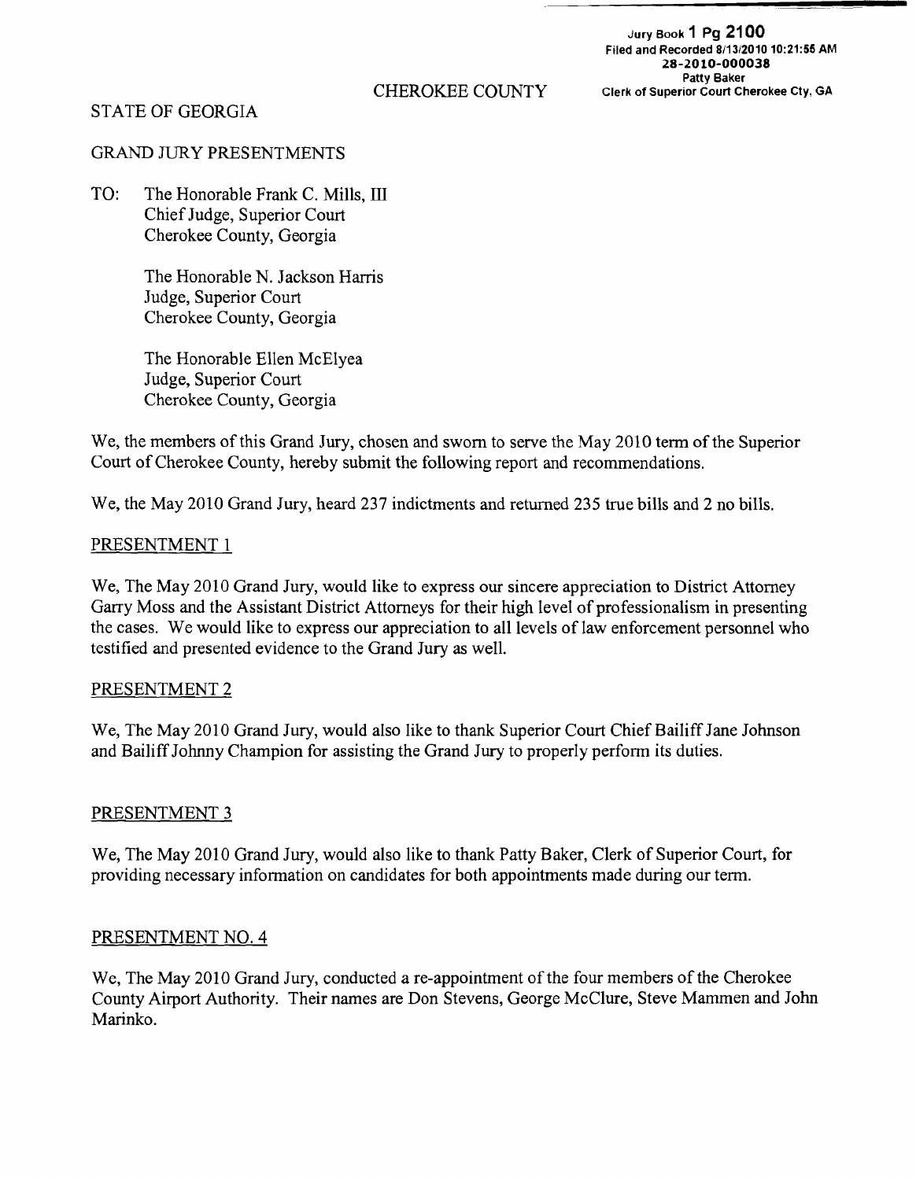Jury Book 1 Pg 2100
Filed and Recorded 8/13/2010 10:21:55 AM
28-2010-000038
Patty Baker
Clerk of Superior Court Cherokee Cty, GA

CHEROKEE COUNTY

STATE OF GEORGIA

GRAND JURY PRESENTMENTS

TO: The Honorable Frank C. Mills, III
Chief Judge, Superior Court
Cherokee County, Georgia

The Honorable N. Jackson Harris
Judge, Superior Court
Cherokee County, Georgia

The Honorable Ellen McElyea
Judge, Superior Court
Cherokee County, Georgia

We, the members of this Grand Jury, chosen and sworn to serve the May 2010 term of the Superior Court of Cherokee County, hereby submit the following report and recommendations.

We, the May 2010 Grand Jury, heard 237 indictments and returned 235 true bills and 2 no bills.

PRESENTMENT 1

We, The May 2010 Grand Jury, would like to express our sincere appreciation to District Attorney Garry Moss and the Assistant District Attorneys for their high level of professionalism in presenting the cases. We would like to express our appreciation to all levels of law enforcement personnel who testified and presented evidence to the Grand Jury as well.

PRESENTMENT 2

We, The May 2010 Grand Jury, would also like to thank Superior Court Chief Bailiff Jane Johnson and Bailiff Johnny Champion for assisting the Grand Jury to properly perform its duties.

PRESENTMENT 3

We, The May 2010 Grand Jury, would also like to thank Patty Baker, Clerk of Superior Court, for providing necessary information on candidates for both appointments made during our term.

PRESENTMENT NO. 4

We, The May 2010 Grand Jury, conducted a re-appointment of the four members of the Cherokee County Airport Authority. Their names are Don Stevens, George McClure, Steve Mammen and John Marinko.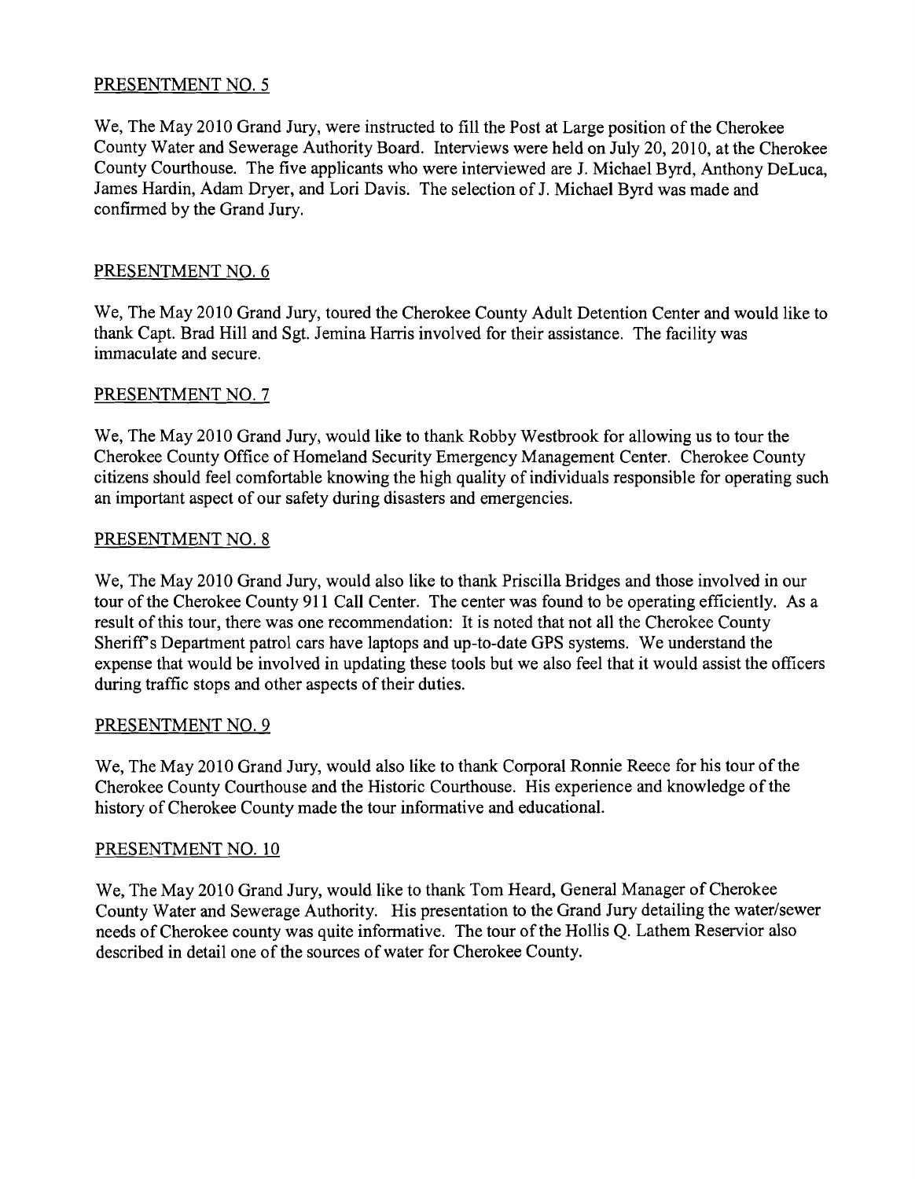## PRESENTMENT NO. 5

We, The May 2010 Grand Jury, were instructed to fill the Post at Large position of the Cherokee County Water and Sewerage Authority Board. Interviews were held on July 20, 2010, at the Cherokee County Courthouse. The five applicants who were interviewed are J. Michael Byrd, Anthony DeLuca, James Hardin, Adam Dryer, and Lori Davis. The selection of J. Michael Byrd was made and confirmed by the Grand Jury.

## PRESENTMENT NO. 6

We, The May 2010 Grand Jury, toured the Cherokee County Adult Detention Center and would like to thank Capt. Brad Hill and Sgt. Jemina Harris involved for their assistance. The facility was immaculate and secure.

## PRESENTMENT NO. 7

We, The May 2010 Grand Jury, would like to thank Robby Westbrook for allowing us to tour the Cherokee County Office of Homeland Security Emergency Management Center. Cherokee County citizens should feel comfortable knowing the high quality of individuals responsible for operating such an important aspect of our safety during disasters and emergencies.

## PRESENTMENT NO. 8

We, The May 2010 Grand Jury, would also like to thank Priscilla Bridges and those involved in our tour of the Cherokee County 911 Call Center. The center was found to be operating efficiently. As a result of this tour, there was one recommendation: It is noted that not all the Cherokee County Sheriff's Department patrol cars have laptops and up-to-date GPS systems. We understand the expense that would be involved in updating these tools but we also feel that it would assist the officers during traffic stops and other aspects of their duties.

## PRESENTMENT NO. 9

We, The May 2010 Grand Jury, would also like to thank Corporal Ronnie Reece for his tour of the Cherokee County Courthouse and the Historic Courthouse. His experience and knowledge of the history of Cherokee County made the tour informative and educational.

## PRESENTMENT NO. 10

We, The May 2010 Grand Jury, would like to thank Tom Heard, General Manager of Cherokee County Water and Sewerage Authority. His presentation to the Grand Jury detailing the water/sewer needs of Cherokee county was quite informative. The tour of the Hollis Q. Lathem Reservior also described in detail one of the sources of water for Cherokee County.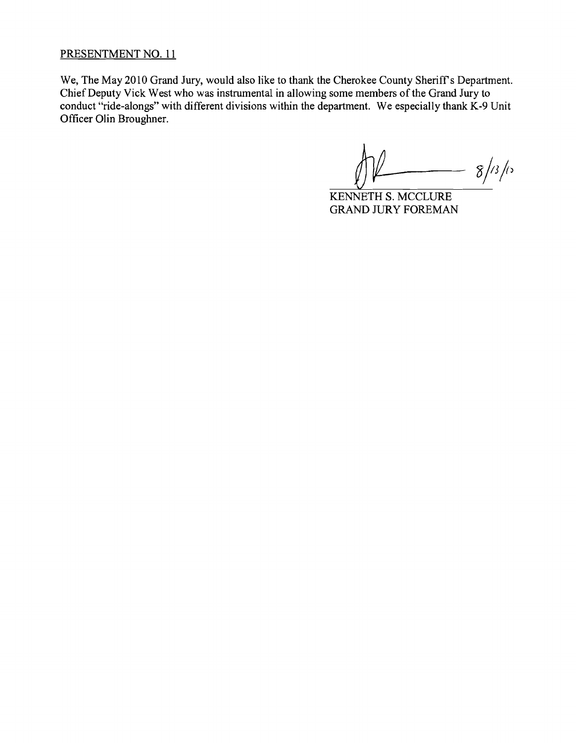PRESENTMENT NO. 11

We, The May 2010 Grand Jury, would also like to thank the Cherokee County Sheriff's Department. Chief Deputy Vick West who was instrumental in allowing some members of the Grand Jury to conduct "ride-alongs" with different divisions within the department. We especially thank K-9 Unit Officer Olin Broughner.

8/13/10

KENNETH S. MCCLURE
GRAND JURY FOREMAN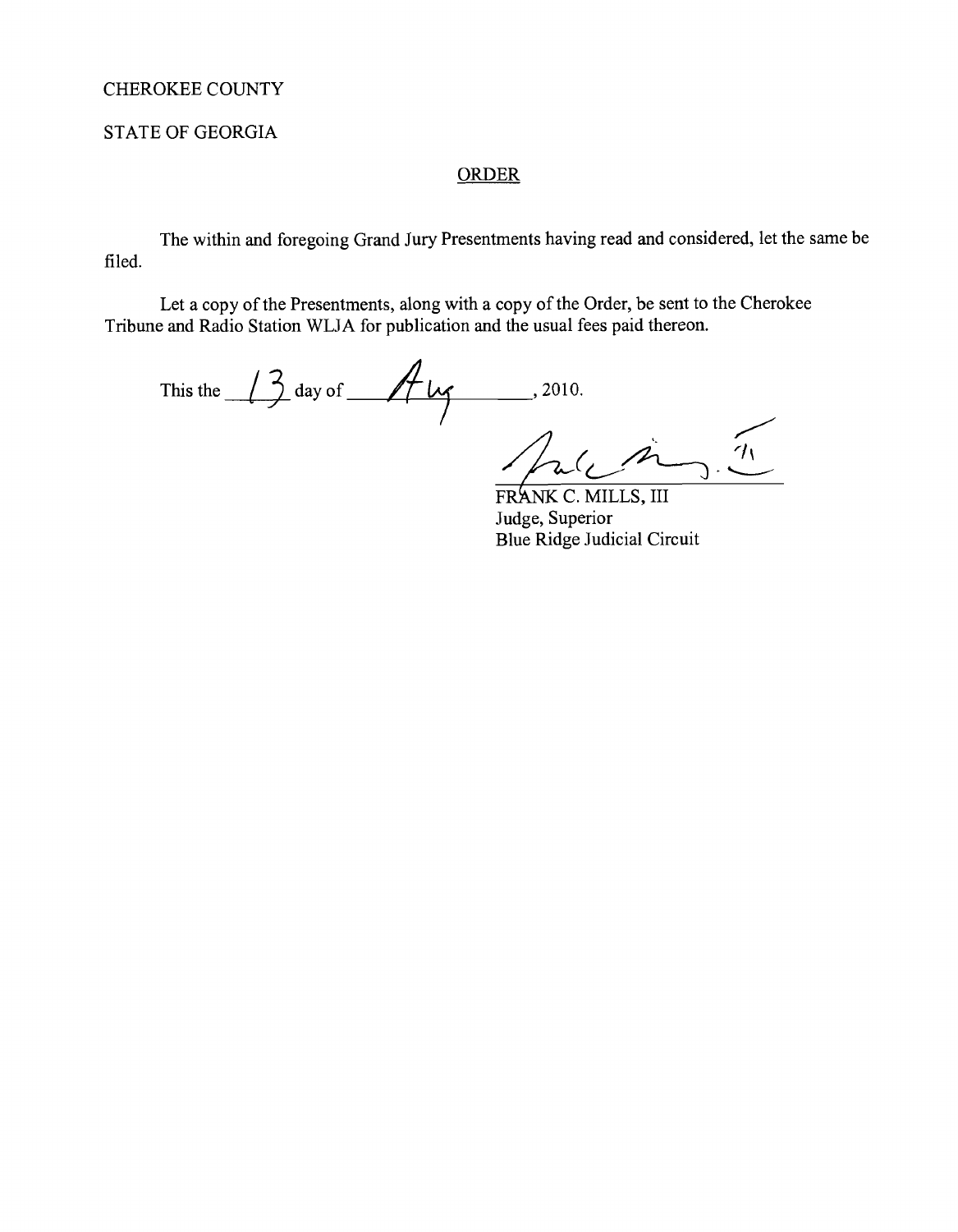CHEROKEE COUNTY

STATE OF GEORGIA

## ORDER

The within and foregoing Grand Jury Presentments having read and considered, let the same be filed.

Let a copy of the Presentments, along with a copy of the Order, be sent to the Cherokee Tribune and Radio Station WLJA for publication and the usual fees paid thereon.

This the 13 day of Aug, 2010.

FRANK C. MILLS, III
Judge, Superior
Blue Ridge Judicial Circuit